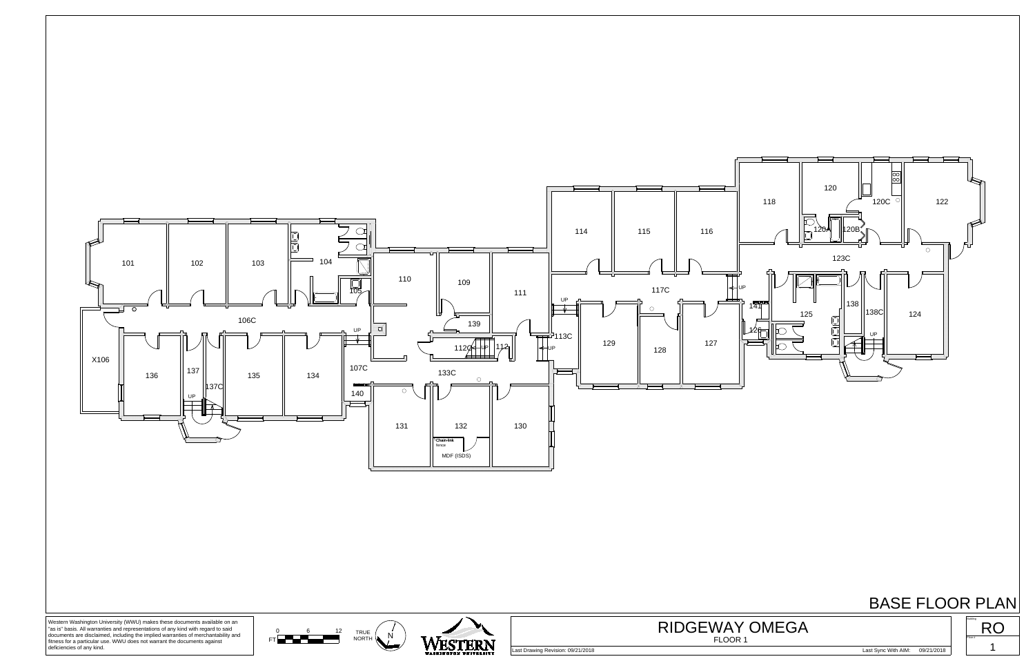# BASE FLOOR PLAN

101 102 103 104 105 106C X106 136 137 137C 135 134 107C 140 110 109 139 112C 112 111 133C 131 132 130 MDF (ISDS) Chain-link fence 114 115 116 113C 117C 129 128 127 118 120 120A 120B 120C 122 123C 141 125 126 138 138C 124 UP

Western Washington University (WWU) makes these documents available on an "as is" basis. All warranties and representations of any kind with regard to said documents are disclaimed, including the implied warranties of merchantability and fitness for a particular use. WWU does not warrant the documents against deficiencies of any kind.

FT 0 6 12

TRUE NORTH N

WESTERN WASHINGTON UNIVERSITY

## RIDGEWAY OMEGA

FLOOR 1

Last Drawing Revision: 09/21/2018

Last Sync With AIM: 09/21/2018

Building: RO

Floor: 1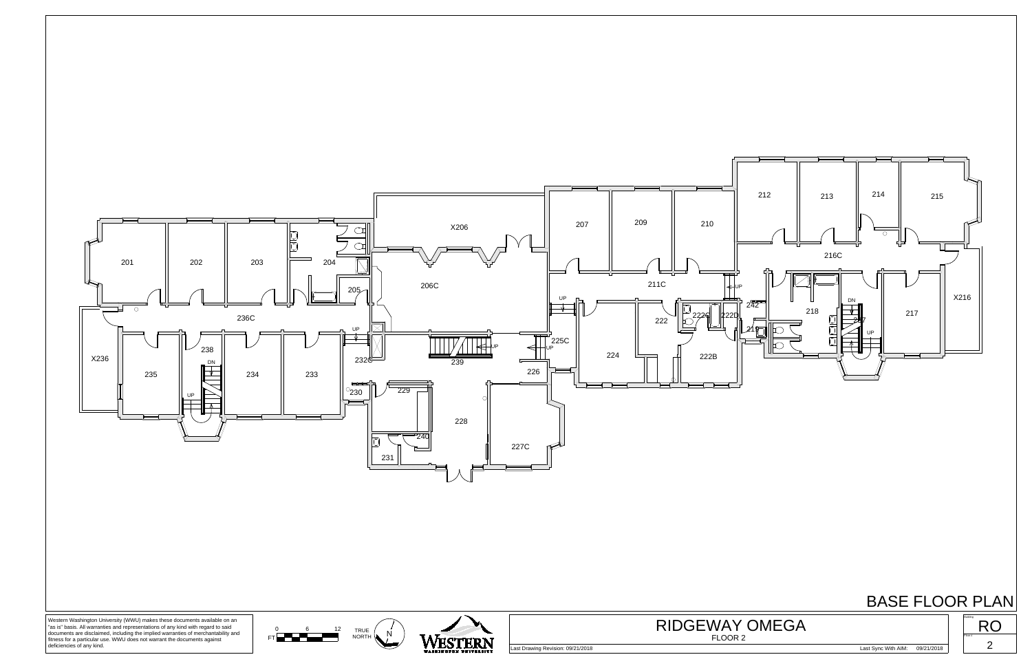# BASE FLOOR PLAN

201
202
203
204
205
X206
206C
207
209
210
211C
212
213
214
215
216C
X216
217
218
219
222
222B
222C
222D
224
225C
226
227C
228
229
230
231
232C
233
234
235
236C
X236
237
238
239
240
242

UP
DN

Western Washington University (WWU) makes these documents available on an "as is" basis. All warranties and representations of any kind with regard to said documents are disclaimed, including the implied warranties of merchantability and fitness for a particular use. WWU does not warrant the documents against deficiencies of any kind.

FT 0 6 12

TRUE NORTH N

WESTERN WASHINGTON UNIVERSITY

## RIDGEWAY OMEGA

FLOOR 2

Last Drawing Revision: 09/21/2018

Last Sync With AIM: 09/21/2018

Building: RO

Floor: 2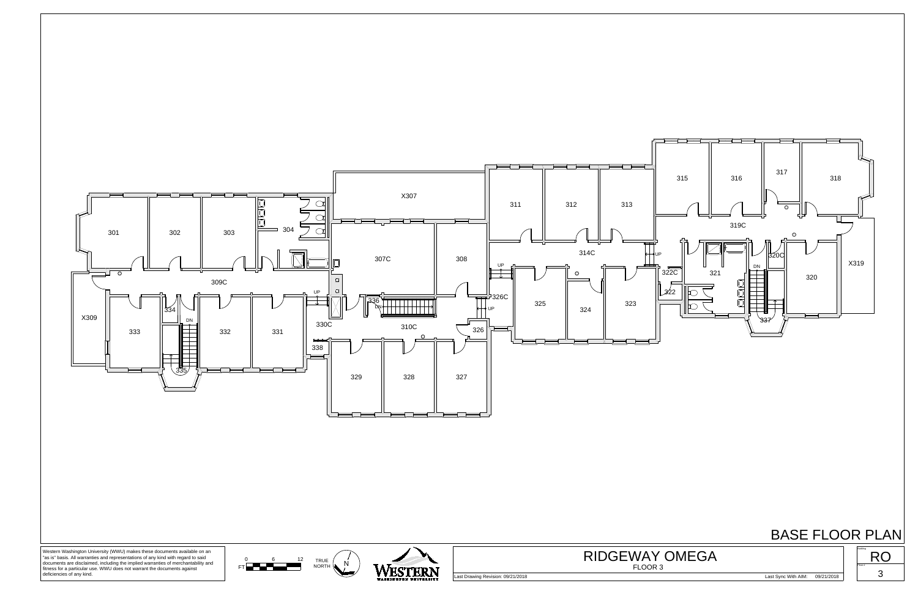# BASE FLOOR PLAN

301
302
303
304
X307
307C
308
309C
X309
311
312
313
314C
315
316
317
318
319C
320
320C
X319
321
322
322C
323
324
325
326
326C
327
328
329
310C
330C
331
332
333
334
335
336
337
338
UP
DN

Western Washington University (WWU) makes these documents available on an "as is" basis. All warranties and representations of any kind with regard to said documents are disclaimed, including the implied warranties of merchantability and fitness for a particular use. WWU does not warrant the documents against deficiencies of any kind.

0 6 12
FT

TRUE NORTH
N

WESTERN WASHINGTON UNIVERSITY

## RIDGEWAY OMEGA

FLOOR 3

Last Drawing Revision: 09/21/2018

Last Sync With AIM: 09/21/2018

RO

3